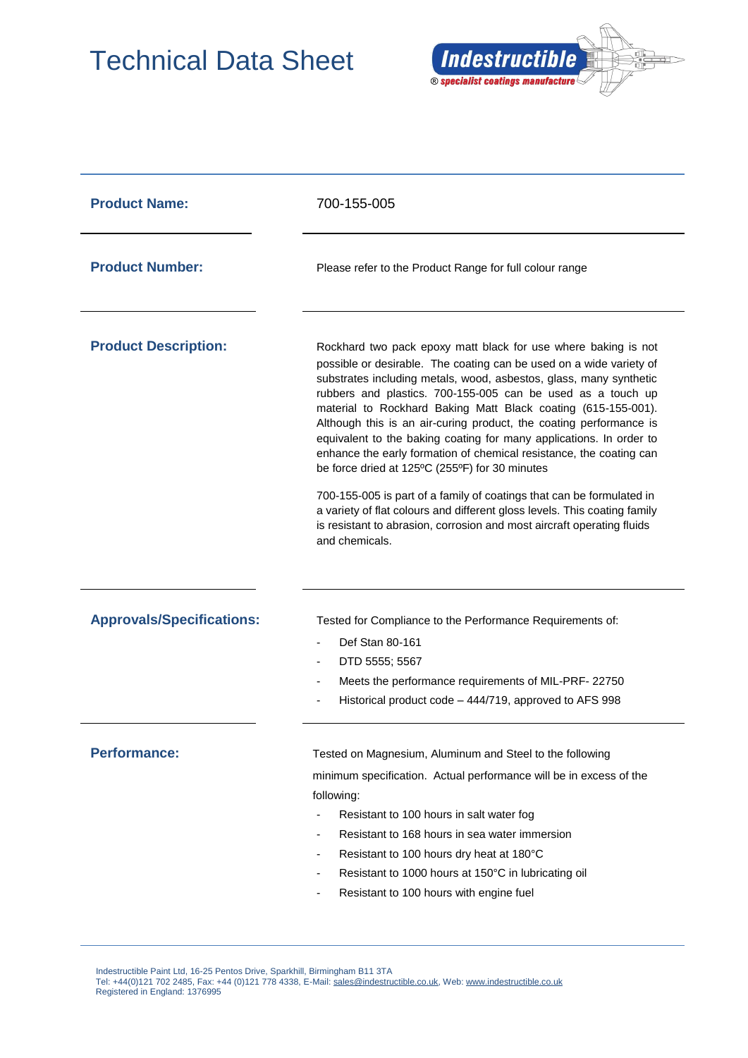# Technical Data Sheet

Indestructible
® specialist coatings manufacture

**Product Name:** 700-155-005

**Product Number:** Please refer to the Product Range for full colour range

**Product Description:**

Rockhard two pack epoxy matt black for use where baking is not possible or desirable. The coating can be used on a wide variety of substrates including metals, wood, asbestos, glass, many synthetic rubbers and plastics. 700-155-005 can be used as a touch up material to Rockhard Baking Matt Black coating (615-155-001). Although this is an air-curing product, the coating performance is equivalent to the baking coating for many applications. In order to enhance the early formation of chemical resistance, the coating can be force dried at 125ºC (255ºF) for 30 minutes

700-155-005 is part of a family of coatings that can be formulated in a variety of flat colours and different gloss levels. This coating family is resistant to abrasion, corrosion and most aircraft operating fluids and chemicals.

**Approvals/Specifications:**

Tested for Compliance to the Performance Requirements of:

- Def Stan 80-161
- DTD 5555; 5567
- Meets the performance requirements of MIL-PRF- 22750
- Historical product code – 444/719, approved to AFS 998

**Performance:**

Tested on Magnesium, Aluminum and Steel to the following minimum specification. Actual performance will be in excess of the following:

- Resistant to 100 hours in salt water fog
- Resistant to 168 hours in sea water immersion
- Resistant to 100 hours dry heat at 180°C
- Resistant to 1000 hours at 150°C in lubricating oil
- Resistant to 100 hours with engine fuel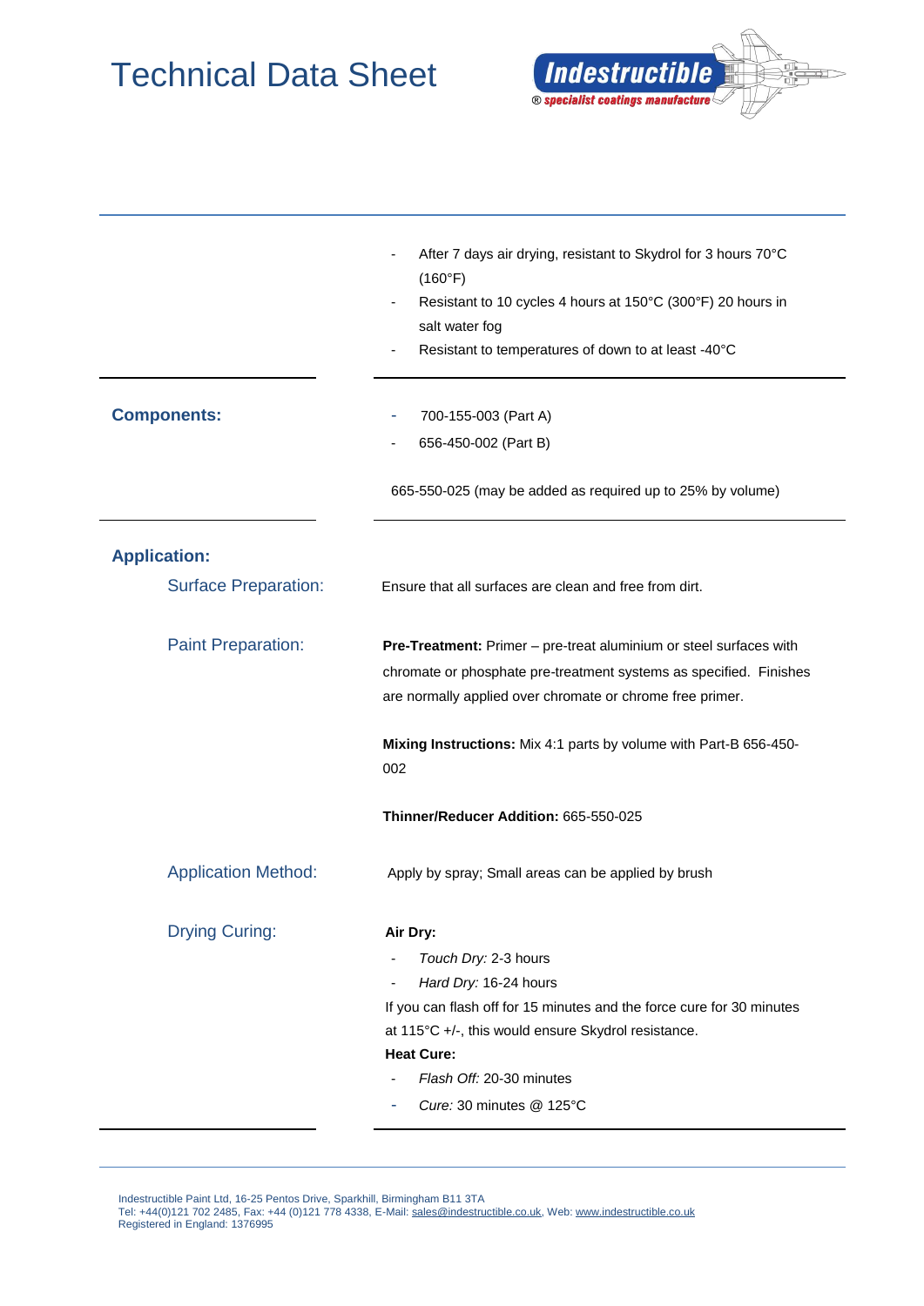- After 7 days air drying, resistant to Skydrol for 3 hours 70°C (160°F)
- Resistant to 10 cycles 4 hours at 150°C (300°F) 20 hours in salt water fog
- Resistant to temperatures of down to at least -40°C

**Components:**

- 700-155-003 (Part A)
- 656-450-002 (Part B)

665-550-025 (may be added as required up to 25% by volume)

**Application:**

### Surface Preparation:

Ensure that all surfaces are clean and free from dirt.

### Paint Preparation:

**Pre-Treatment:** Primer – pre-treat aluminium or steel surfaces with chromate or phosphate pre-treatment systems as specified. Finishes are normally applied over chromate or chrome free primer.

**Mixing Instructions:** Mix 4:1 parts by volume with Part-B 656-450-002

**Thinner/Reducer Addition:** 665-550-025

### Application Method:

Apply by spray; Small areas can be applied by brush

### Drying Curing:

**Air Dry:**

- *Touch Dry:* 2-3 hours
- *Hard Dry:* 16-24 hours

If you can flash off for 15 minutes and the force cure for 30 minutes at 115°C +/-, this would ensure Skydrol resistance.

**Heat Cure:**

- *Flash Off:* 20-30 minutes
- *Cure:* 30 minutes @ 125°C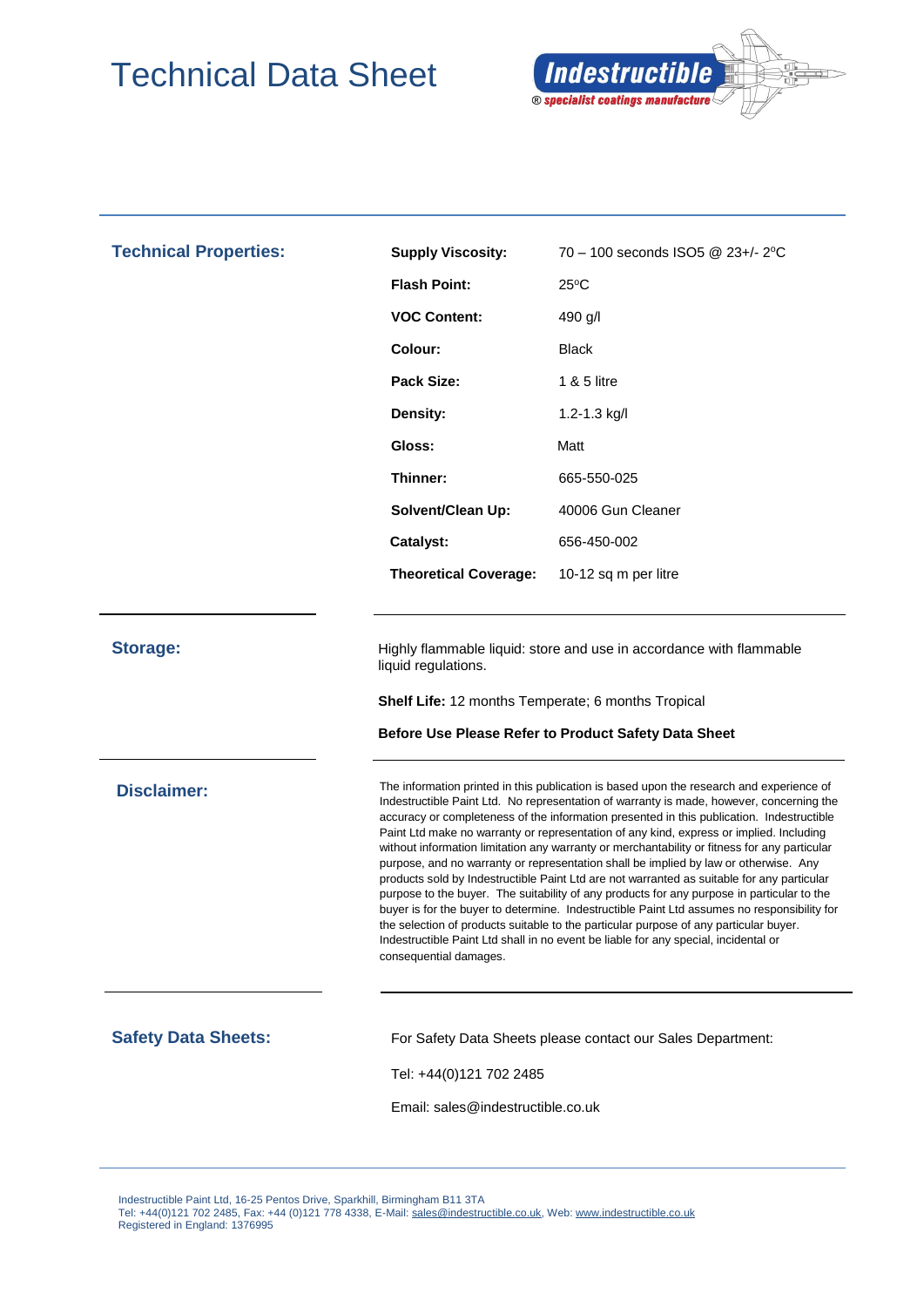# Technical Data Sheet

## Technical Properties:

| | |
|---|---|
| **Supply Viscosity:** | 70 – 100 seconds ISO5 @ 23+/- 2°C |
| **Flash Point:** | 25°C |
| **VOC Content:** | 490 g/l |
| **Colour:** | Black |
| **Pack Size:** | 1 & 5 litre |
| **Density:** | 1.2-1.3 kg/l |
| **Gloss:** | Matt |
| **Thinner:** | 665-550-025 |
| **Solvent/Clean Up:** | 40006 Gun Cleaner |
| **Catalyst:** | 656-450-002 |
| **Theoretical Coverage:** | 10-12 sq m per litre |

## Storage:

Highly flammable liquid: store and use in accordance with flammable liquid regulations.

**Shelf Life:** 12 months Temperate; 6 months Tropical

**Before Use Please Refer to Product Safety Data Sheet**

## Disclaimer:

The information printed in this publication is based upon the research and experience of Indestructible Paint Ltd. No representation of warranty is made, however, concerning the accuracy or completeness of the information presented in this publication. Indestructible Paint Ltd make no warranty or representation of any kind, express or implied. Including without information limitation any warranty or merchantability or fitness for any particular purpose, and no warranty or representation shall be implied by law or otherwise. Any products sold by Indestructible Paint Ltd are not warranted as suitable for any particular purpose to the buyer. The suitability of any products for any purpose in particular to the buyer is for the buyer to determine. Indestructible Paint Ltd assumes no responsibility for the selection of products suitable to the particular purpose of any particular buyer. Indestructible Paint Ltd shall in no event be liable for any special, incidental or consequential damages.

## Safety Data Sheets:

For Safety Data Sheets please contact our Sales Department:

Tel: +44(0)121 702 2485

Email: sales@indestructible.co.uk

Indestructible Paint Ltd, 16-25 Pentos Drive, Sparkhill, Birmingham B11 3TA
Tel: +44(0)121 702 2485, Fax: +44 (0)121 778 4338, E-Mail: sales@indestructible.co.uk, Web: www.indestructible.co.uk
Registered in England: 1376995